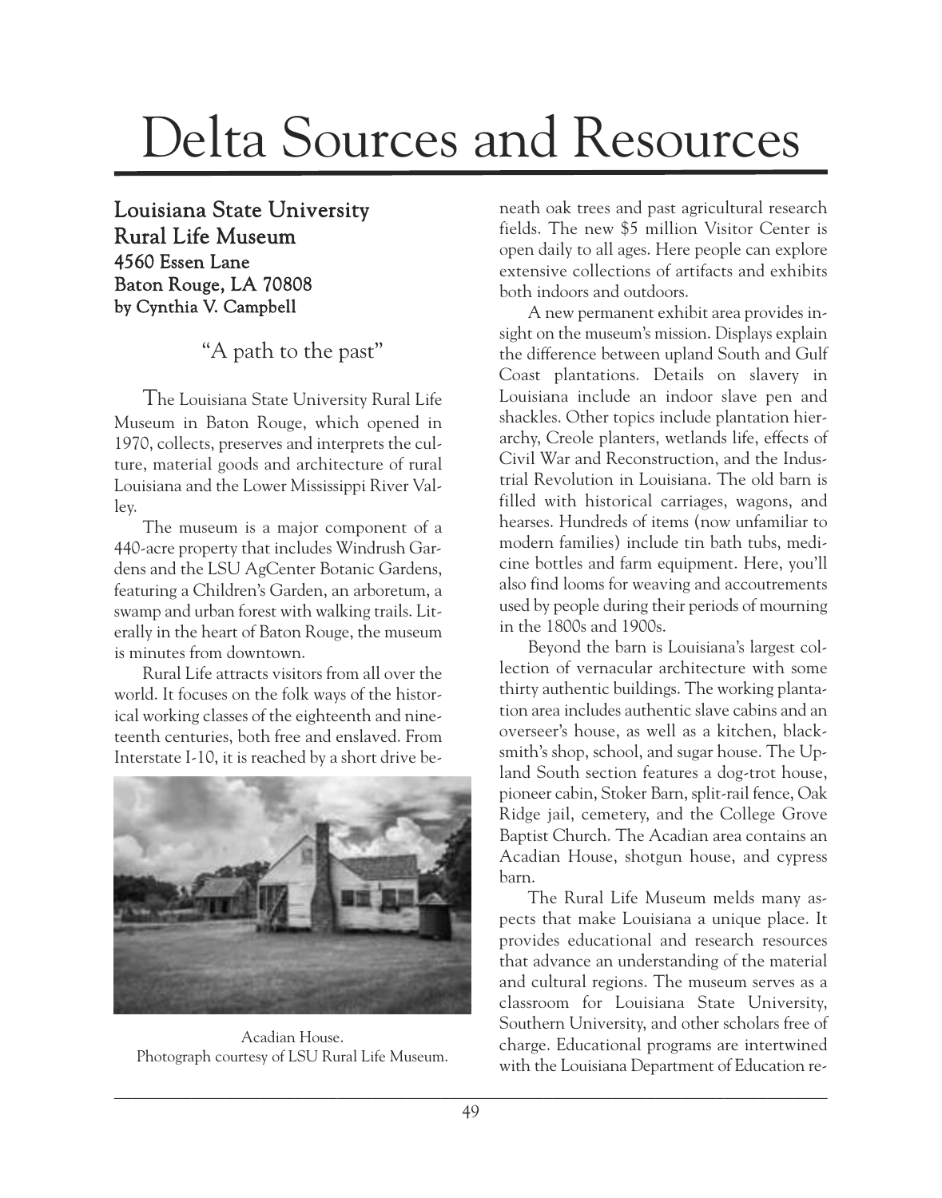# Delta Sources and Resources

## Louisiana State University Rural Life Museum

**4560 Essen Lane**
**Baton Rouge, LA 70808**
**by Cynthia V. Campbell**

### "A path to the past"

The Louisiana State University Rural Life Museum in Baton Rouge, which opened in 1970, collects, preserves and interprets the culture, material goods and architecture of rural Louisiana and the Lower Mississippi River Valley.

The museum is a major component of a 440-acre property that includes Windrush Gardens and the LSU AgCenter Botanic Gardens, featuring a Children's Garden, an arboretum, a swamp and urban forest with walking trails. Literally in the heart of Baton Rouge, the museum is minutes from downtown.

Rural Life attracts visitors from all over the world. It focuses on the folk ways of the historical working classes of the eighteenth and nineteenth centuries, both free and enslaved. From Interstate I-10, it is reached by a short drive beneath oak trees and past agricultural research fields. The new $5 million Visitor Center is open daily to all ages. Here people can explore extensive collections of artifacts and exhibits both indoors and outdoors.

Acadian House.
Photograph courtesy of LSU Rural Life Museum.

A new permanent exhibit area provides insight on the museum's mission. Displays explain the difference between upland South and Gulf Coast plantations. Details on slavery in Louisiana include an indoor slave pen and shackles. Other topics include plantation hierarchy, Creole planters, wetlands life, effects of Civil War and Reconstruction, and the Industrial Revolution in Louisiana. The old barn is filled with historical carriages, wagons, and hearses. Hundreds of items (now unfamiliar to modern families) include tin bath tubs, medicine bottles and farm equipment. Here, you'll also find looms for weaving and accoutrements used by people during their periods of mourning in the 1800s and 1900s.

Beyond the barn is Louisiana's largest collection of vernacular architecture with some thirty authentic buildings. The working plantation area includes authentic slave cabins and an overseer's house, as well as a kitchen, blacksmith's shop, school, and sugar house. The Upland South section features a dog-trot house, pioneer cabin, Stoker Barn, split-rail fence, Oak Ridge jail, cemetery, and the College Grove Baptist Church. The Acadian area contains an Acadian House, shotgun house, and cypress barn.

The Rural Life Museum melds many aspects that make Louisiana a unique place. It provides educational and research resources that advance an understanding of the material and cultural regions. The museum serves as a classroom for Louisiana State University, Southern University, and other scholars free of charge. Educational programs are intertwined with the Louisiana Department of Education re-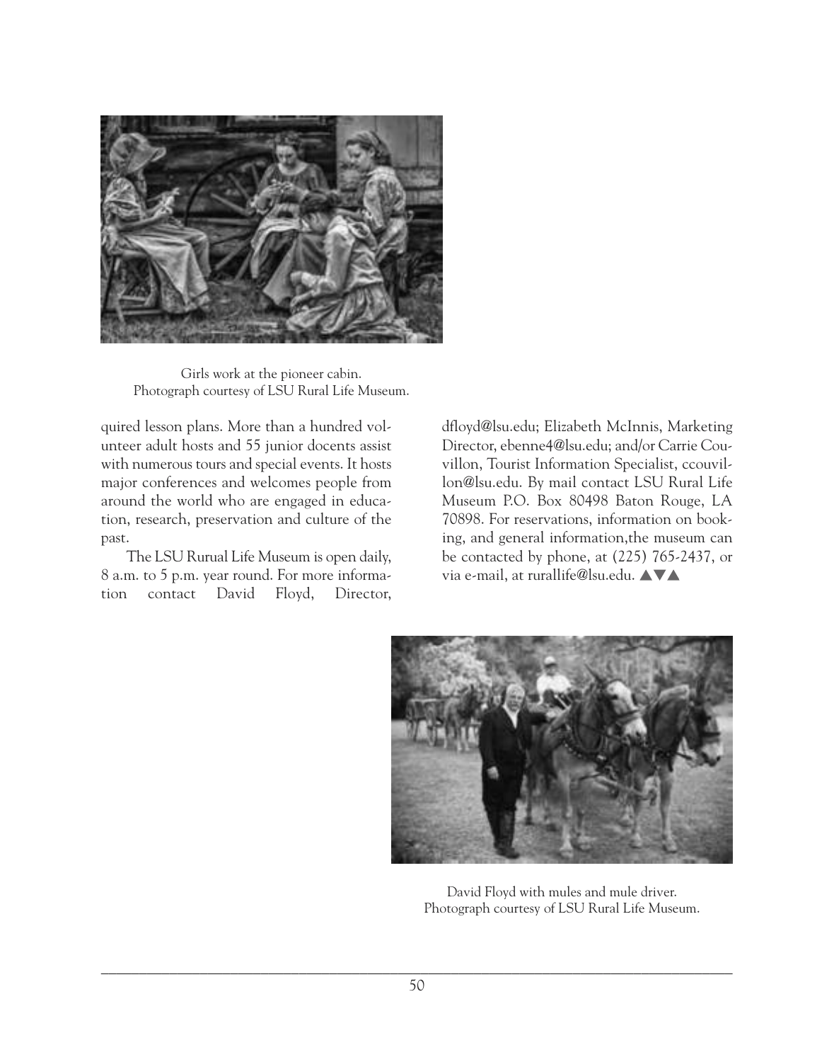Girls work at the pioneer cabin.
Photograph courtesy of LSU Rural Life Museum.

quired lesson plans. More than a hundred volunteer adult hosts and 55 junior docents assist with numerous tours and special events. It hosts major conferences and welcomes people from around the world who are engaged in education, research, preservation and culture of the past.

The LSU Rurual Life Museum is open daily, 8 a.m. to 5 p.m. year round. For more information contact David Floyd, Director, dfloyd@lsu.edu; Elizabeth McInnis, Marketing Director, ebenne4@lsu.edu; and/or Carrie Couvillon, Tourist Information Specialist, ccouvillon@lsu.edu. By mail contact LSU Rural Life Museum P.O. Box 80498 Baton Rouge, LA 70898. For reservations, information on booking, and general information,the museum can be contacted by phone, at (225) 765-2437, or via e-mail, at rurallife@lsu.edu. ▲▼▲

David Floyd with mules and mule driver.
Photograph courtesy of LSU Rural Life Museum.